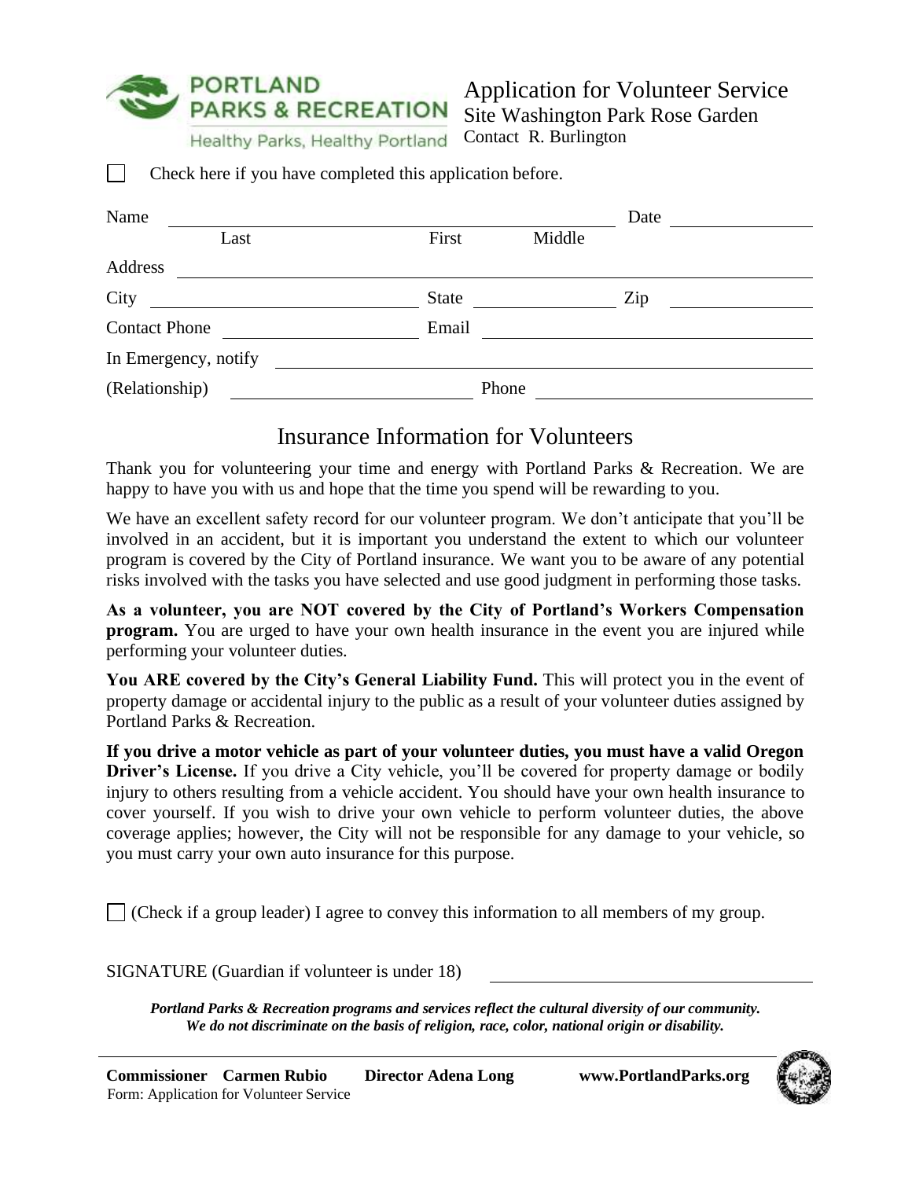PORTLAND PARKS & RECREATION
Healthy Parks, Healthy Portland

# Application for Volunteer Service

Site Washington Park Rose Garden
Contact R. Burlington

☐ Check here if you have completed this application before.

Name ______________________________ Date __________
Last First Middle

Address ______________________________

City __________ State __________ Zip __________

Contact Phone __________ Email __________

In Emergency, notify ______________________________

(Relationship) __________ Phone __________

## Insurance Information for Volunteers

Thank you for volunteering your time and energy with Portland Parks & Recreation. We are happy to have you with us and hope that the time you spend will be rewarding to you.

We have an excellent safety record for our volunteer program. We don't anticipate that you'll be involved in an accident, but it is important you understand the extent to which our volunteer program is covered by the City of Portland insurance. We want you to be aware of any potential risks involved with the tasks you have selected and use good judgment in performing those tasks.

**As a volunteer, you are NOT covered by the City of Portland's Workers Compensation program.** You are urged to have your own health insurance in the event you are injured while performing your volunteer duties.

**You ARE covered by the City's General Liability Fund.** This will protect you in the event of property damage or accidental injury to the public as a result of your volunteer duties assigned by Portland Parks & Recreation.

**If you drive a motor vehicle as part of your volunteer duties, you must have a valid Oregon Driver's License.** If you drive a City vehicle, you'll be covered for property damage or bodily injury to others resulting from a vehicle accident. You should have your own health insurance to cover yourself. If you wish to drive your own vehicle to perform volunteer duties, the above coverage applies; however, the City will not be responsible for any damage to your vehicle, so you must carry your own auto insurance for this purpose.

☐ (Check if a group leader) I agree to convey this information to all members of my group.

SIGNATURE (Guardian if volunteer is under 18) ______________________________

***Portland Parks & Recreation programs and services reflect the cultural diversity of our community. We do not discriminate on the basis of religion, race, color, national origin or disability.***

**Commissioner Carmen Rubio** **Director Adena Long** **www.PortlandParks.org**

Form: Application for Volunteer Service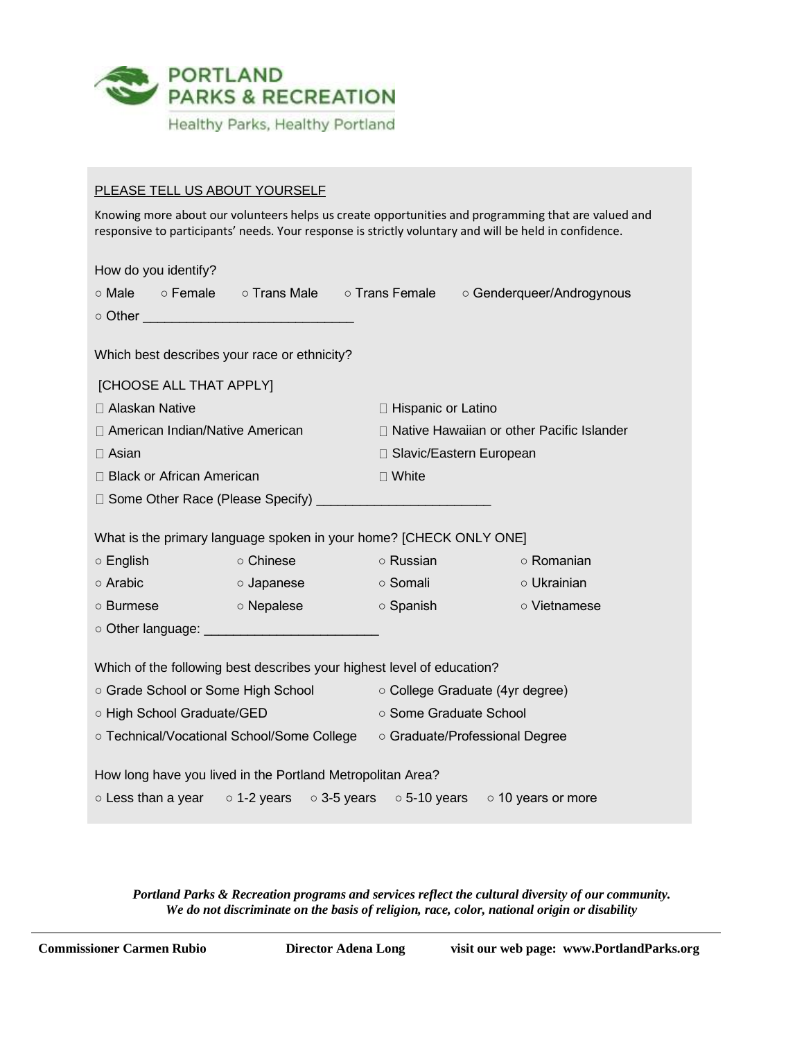**PORTLAND PARKS & RECREATION**

Healthy Parks, Healthy Portland

PLEASE TELL US ABOUT YOURSELF

Knowing more about our volunteers helps us create opportunities and programming that are valued and responsive to participants' needs. Your response is strictly voluntary and will be held in confidence.

How do you identify?

○ Male ○ Female ○ Trans Male ○ Trans Female ○ Genderqueer/Androgynous

○ Other ____________________________

Which best describes your race or ethnicity?

[CHOOSE ALL THAT APPLY]

☐ Alaskan Native

☐ American Indian/Native American

☐ Asian

☐ Black or African American

☐ Hispanic or Latino

☐ Native Hawaiian or other Pacific Islander

☐ Slavic/Eastern European

☐ White

☐ Some Other Race (Please Specify) _______________________

What is the primary language spoken in your home? [CHECK ONLY ONE]

○ English ○ Chinese ○ Russian ○ Romanian

○ Arabic ○ Japanese ○ Somali ○ Ukrainian

○ Burmese ○ Nepalese ○ Spanish ○ Vietnamese

○ Other language: _______________________

Which of the following best describes your highest level of education?

○ Grade School or Some High School

○ High School Graduate/GED

○ Technical/Vocational School/Some College

○ College Graduate (4yr degree)

○ Some Graduate School

○ Graduate/Professional Degree

How long have you lived in the Portland Metropolitan Area?

○ Less than a year ○ 1-2 years ○ 3-5 years ○ 5-10 years ○ 10 years or more

***Portland Parks & Recreation programs and services reflect the cultural diversity of our community. We do not discriminate on the basis of religion, race, color, national origin or disability***

**Commissioner Carmen Rubio** **Director Adena Long** **visit our web page: www.PortlandParks.org**